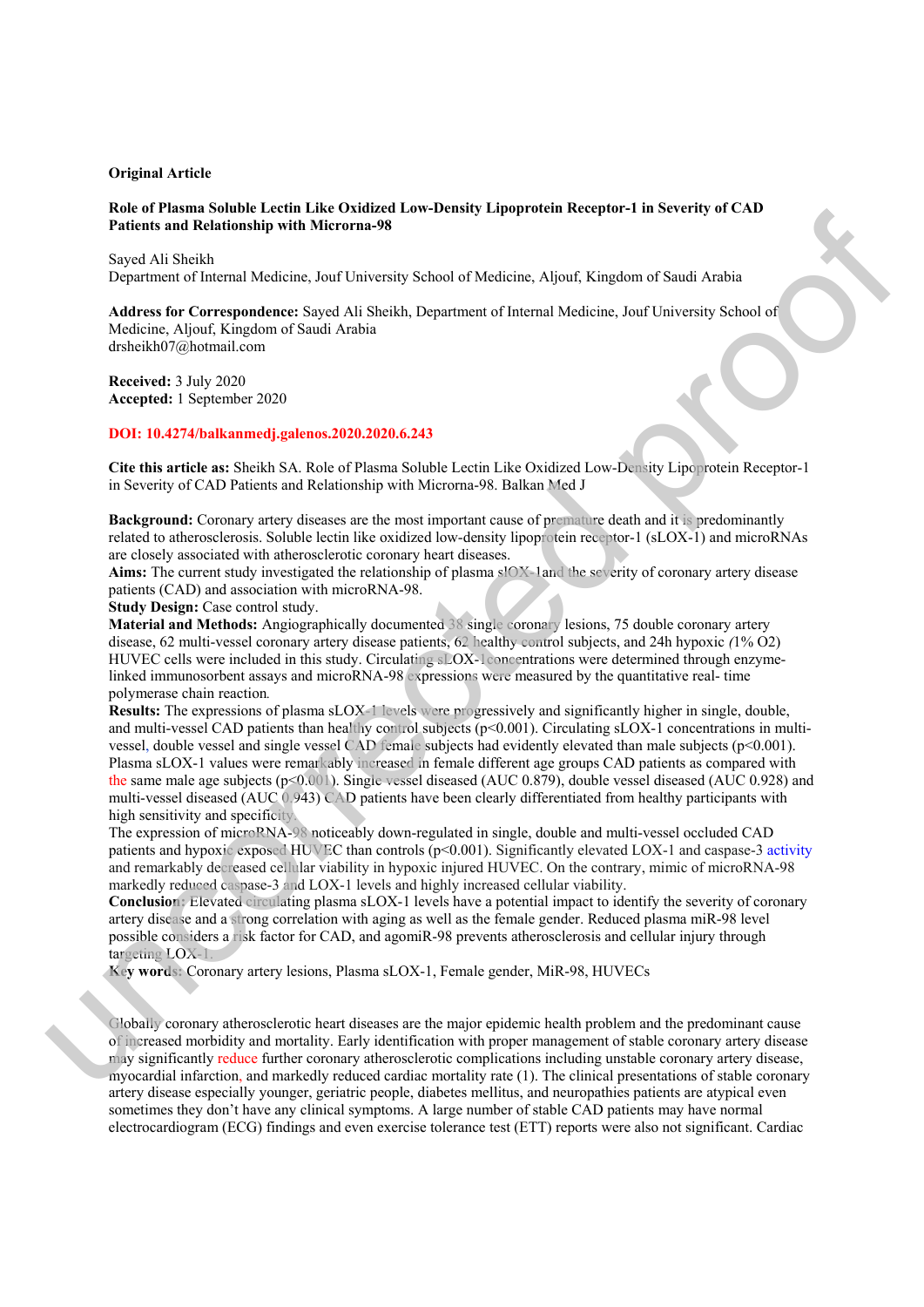**Original Article**

**Role of Plasma Soluble Lectin Like Oxidized Low-Density Lipoprotein Receptor-1 in Severity of CAD Patients and Relationship with Microrna-98**

Sayed Ali Sheikh
Department of Internal Medicine, Jouf University School of Medicine, Aljouf, Kingdom of Saudi Arabia

**Address for Correspondence:** Sayed Ali Sheikh, Department of Internal Medicine, Jouf University School of Medicine, Aljouf, Kingdom of Saudi Arabia
drsheikh07@hotmail.com

**Received:** 3 July 2020
**Accepted:** 1 September 2020

**DOI: 10.4274/balkanmedj.galenos.2020.2020.6.243**

**Cite this article as:** Sheikh SA. Role of Plasma Soluble Lectin Like Oxidized Low-Density Lipoprotein Receptor-1 in Severity of CAD Patients and Relationship with Microrna-98. Balkan Med J

**Background:** Coronary artery diseases are the most important cause of premature death and it is predominantly related to atherosclerosis. Soluble lectin like oxidized low-density lipoprotein receptor-1 (sLOX-1) and microRNAs are closely associated with atherosclerotic coronary heart diseases.
**Aims:** The current study investigated the relationship of plasma sl0X-1and the severity of coronary artery disease patients (CAD) and association with microRNA-98.
**Study Design:** Case control study.
**Material and Methods:** Angiographically documented 38 single coronary lesions, 75 double coronary artery disease, 62 multi-vessel coronary artery disease patients, 62 healthy control subjects, and 24h hypoxic (1% $O_2$) HUVEC cells were included in this study. Circulating sLOX-1concentrations were determined through enzyme-linked immunosorbent assays and microRNA-98 expressions were measured by the quantitative real- time polymerase chain reaction.
**Results:** The expressions of plasma sLOX-1 levels were progressively and significantly higher in single, double, and multi-vessel CAD patients than healthy control subjects ($p<0.001$). Circulating sLOX-1 concentrations in multi-vessel, double vessel and single vessel CAD female subjects had evidently elevated than male subjects ($p<0.001$). Plasma sLOX-1 values were remarkably increased in female different age groups CAD patients as compared with the same male age subjects ($p<0.001$). Single vessel diseased (AUC 0.879), double vessel diseased (AUC 0.928) and multi-vessel diseased (AUC 0.943) CAD patients have been clearly differentiated from healthy participants with high sensitivity and specificity.
The expression of microRNA-98 noticeably down-regulated in single, double and multi-vessel occluded CAD patients and hypoxic exposed HUVEC than controls ($p<0.001$). Significantly elevated LOX-1 and caspase-3 activity and remarkably decreased cellular viability in hypoxic injured HUVEC. On the contrary, mimic of microRNA-98 markedly reduced caspase-3 and LOX-1 levels and highly increased cellular viability.
**Conclusion:** Elevated circulating plasma sLOX-1 levels have a potential impact to identify the severity of coronary artery disease and a strong correlation with aging as well as the female gender. Reduced plasma miR-98 level possible considers a risk factor for CAD, and agomiR-98 prevents atherosclerosis and cellular injury through targeting LOX-1.
**Key words:** Coronary artery lesions, Plasma sLOX-1, Female gender, MiR-98, HUVECs

Globally coronary atherosclerotic heart diseases are the major epidemic health problem and the predominant cause of increased morbidity and mortality. Early identification with proper management of stable coronary artery disease may significantly reduce further coronary atherosclerotic complications including unstable coronary artery disease, myocardial infarction, and markedly reduced cardiac mortality rate (1). The clinical presentations of stable coronary artery disease especially younger, geriatric people, diabetes mellitus, and neuropathies patients are atypical even sometimes they don't have any clinical symptoms. A large number of stable CAD patients may have normal electrocardiogram (ECG) findings and even exercise tolerance test (ETT) reports were also not significant. Cardiac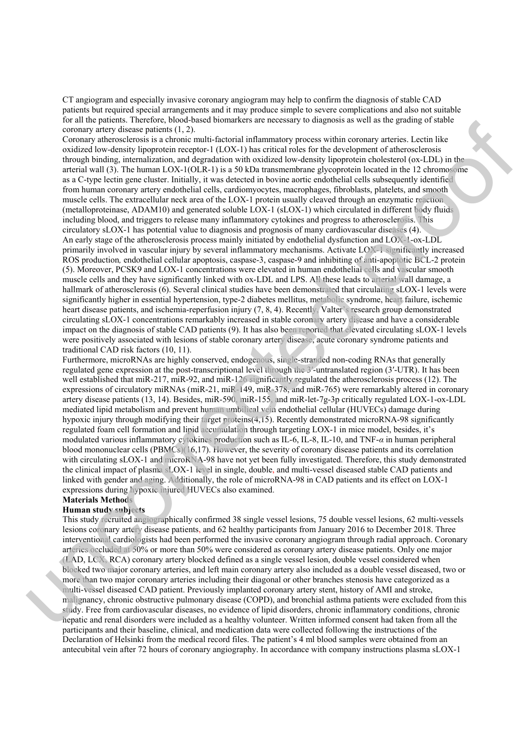CT angiogram and especially invasive coronary angiogram may help to confirm the diagnosis of stable CAD patients but required special arrangements and it may produce simple to severe complications and also not suitable for all the patients. Therefore, blood-based biomarkers are necessary to diagnosis as well as the grading of stable coronary artery disease patients (1, 2).

Coronary atherosclerosis is a chronic multi-factorial inflammatory process within coronary arteries. Lectin like oxidized low-density lipoprotein receptor-1 (LOX-1) has critical roles for the development of atherosclerosis through binding, internalization, and degradation with oxidized low-density lipoprotein cholesterol (ox-LDL) in the arterial wall (3). The human LOX-1(OLR-1) is a 50 kDa transmembrane glycoprotein located in the 12 chromosome as a C-type lectin gene cluster. Initially, it was detected in bovine aortic endothelial cells subsequently identified from human coronary artery endothelial cells, cardiomyocytes, macrophages, fibroblasts, platelets, and smooth muscle cells. The extracellular neck area of the LOX-1 protein usually cleaved through an enzymatic reaction (metalloproteinase, ADAM10) and generated soluble LOX-1 (sLOX-1) which circulated in different body fluids including blood, and triggers to release many inflammatory cytokines and progress to atherosclerosis. This circulatory sLOX-1 has potential value to diagnosis and prognosis of many cardiovascular diseases (4).

An early stage of the atherosclerosis process mainly initiated by endothelial dysfunction and LOX-1-ox-LDL primarily involved in vascular injury by several inflammatory mechanisms. Activate LOX-1 significantly increased ROS production, endothelial cellular apoptosis, caspase-3, caspase-9 and inhibiting of anti-apoptotic BCL-2 protein (5). Moreover, PCSK9 and LOX-1 concentrations were elevated in human endothelial cells and vascular smooth muscle cells and they have significantly linked with ox-LDL and LPS. All these leads to arterial wall damage, a hallmark of atherosclerosis (6). Several clinical studies have been demonstrated that circulating sLOX-1 levels were significantly higher in essential hypertension, type-2 diabetes mellitus, metabolic syndrome, heart failure, ischemic heart disease patients, and ischemia-reperfusion injury (7, 8, 4). Recently, Valter's research group demonstrated circulating sLOX-1 concentrations remarkably increased in stable coronary artery disease and have a considerable impact on the diagnosis of stable CAD patients (9). It has also been reported that elevated circulating sLOX-1 levels were positively associated with lesions of stable coronary artery disease, acute coronary syndrome patients and traditional CAD risk factors (10, 11).

Furthermore, microRNAs are highly conserved, endogenous, single-stranded non-coding RNAs that generally regulated gene expression at the post-transcriptional level through the 3′-untranslated region (3′-UTR). It has been well established that miR-217, miR-92, and miR-126 significantly regulated the atherosclerosis process (12). The expressions of circulatory miRNAs (miR-21, miR-149, miR-378, and miR-765) were remarkably altered in coronary artery disease patients (13, 14). Besides, miR-590, miR-155, and miR-let-7g-3p critically regulated LOX-1-ox-LDL mediated lipid metabolism and prevent human umbilical vein endothelial cellular (HUVECs) damage during hypoxic injury through modifying their target proteins(4,15). Recently demonstrated microRNA-98 significantly regulated foam cell formation and lipid accumulation through targeting LOX-1 in mice model, besides, it's modulated various inflammatory cytokines production such as IL-6, IL-8, IL-10, and TNF-$\alpha$ in human peripheral blood mononuclear cells (PBMCs)(16,17). However, the severity of coronary disease patients and its correlation with circulating sLOX-1 and microRNA-98 have not yet been fully investigated. Therefore, this study demonstrated the clinical impact of plasma sLOX-1 level in single, double, and multi-vessel diseased stable CAD patients and linked with gender and aging. Additionally, the role of microRNA-98 in CAD patients and its effect on LOX-1 expressions during hypoxic injured HUVECs also examined.

**Materials Methods**

**Human study subjects**

This study recruited angiographically confirmed 38 single vessel lesions, 75 double vessel lesions, 62 multi-vessels lesions coronary artery disease patients, and 62 healthy participants from January 2016 to December 2018. Three interventional cardiologists had been performed the invasive coronary angiogram through radial approach. Coronary arteries occluded at 50% or more than 50% were considered as coronary artery disease patients. Only one major (LAD, LCX, RCA) coronary artery blocked defined as a single vessel lesion, double vessel considered when blocked two major coronary arteries, and left main coronary artery also included as a double vessel diseased, two or more than two major coronary arteries including their diagonal or other branches stenosis have categorized as a multi-vessel diseased CAD patient. Previously implanted coronary artery stent, history of AMI and stroke, malignancy, chronic obstructive pulmonary disease (COPD), and bronchial asthma patients were excluded from this study. Free from cardiovascular diseases, no evidence of lipid disorders, chronic inflammatory conditions, chronic hepatic and renal disorders were included as a healthy volunteer. Written informed consent had taken from all the participants and their baseline, clinical, and medication data were collected following the instructions of the Declaration of Helsinki from the medical record files. The patient's 4 ml blood samples were obtained from an antecubital vein after 72 hours of coronary angiography. In accordance with company instructions plasma sLOX-1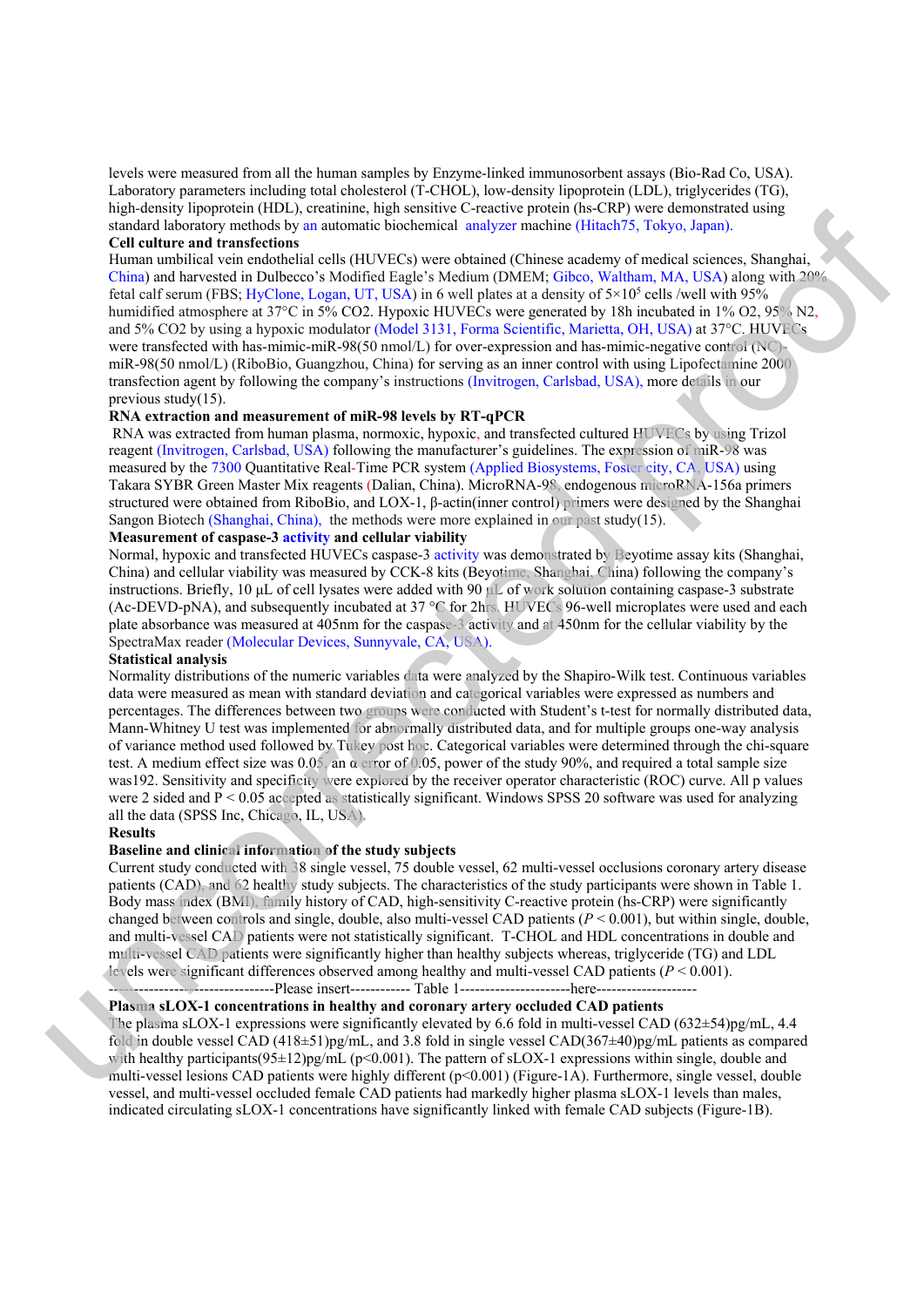levels were measured from all the human samples by Enzyme-linked immunosorbent assays (Bio-Rad Co, USA). Laboratory parameters including total cholesterol (T-CHOL), low-density lipoprotein (LDL), triglycerides (TG), high-density lipoprotein (HDL), creatinine, high sensitive C-reactive protein (hs-CRP) were demonstrated using standard laboratory methods by an automatic biochemical analyzer machine (Hitach75, Tokyo, Japan).

**Cell culture and transfections**

Human umbilical vein endothelial cells (HUVECs) were obtained (Chinese academy of medical sciences, Shanghai, China) and harvested in Dulbecco's Modified Eagle's Medium (DMEM; Gibco, Waltham, MA, USA) along with 20% fetal calf serum (FBS; HyClone, Logan, UT, USA) in 6 well plates at a density of $5\times10^5$ cells /well with 95% humidified atmosphere at 37°C in 5% CO2. Hypoxic HUVECs were generated by 18h incubated in 1% O2, 95% N2, and 5% CO2 by using a hypoxic modulator (Model 3131, Forma Scientific, Marietta, OH, USA) at 37°C. HUVECs were transfected with has-mimic-miR-98(50 nmol/L) for over-expression and has-mimic-negative control (NC)-miR-98(50 nmol/L) (RiboBio, Guangzhou, China) for serving as an inner control with using Lipofectamine 2000 transfection agent by following the company's instructions (Invitrogen, Carlsbad, USA), more details in our previous study(15).

**RNA extraction and measurement of miR-98 levels by RT-qPCR**

RNA was extracted from human plasma, normoxic, hypoxic, and transfected cultured HUVECs by using Trizol reagent (Invitrogen, Carlsbad, USA) following the manufacturer's guidelines. The expression of miR-98 was measured by the 7300 Quantitative Real-Time PCR system (Applied Biosystems, Foster city, CA, USA) using Takara SYBR Green Master Mix reagents (Dalian, China). MicroRNA-98, endogenous microRNA-156a primers structured were obtained from RiboBio, and LOX-1, β-actin(inner control) primers were designed by the Shanghai Sangon Biotech (Shanghai, China), the methods were more explained in our past study(15).

**Measurement of caspase-3 activity and cellular viability**

Normal, hypoxic and transfected HUVECs caspase-3 activity was demonstrated by Beyotime assay kits (Shanghai, China) and cellular viability was measured by CCK-8 kits (Beyotime, Shanghai, China) following the company's instructions. Briefly, 10 μL of cell lysates were added with 90 μL of work solution containing caspase-3 substrate (Ac-DEVD-pNA), and subsequently incubated at 37 °C for 2hrs. HUVECs 96-well microplates were used and each plate absorbance was measured at 405nm for the caspase-3 activity and at 450nm for the cellular viability by the SpectraMax reader (Molecular Devices, Sunnyvale, CA, USA).

**Statistical analysis**

Normality distributions of the numeric variables data were analyzed by the Shapiro-Wilk test. Continuous variables data were measured as mean with standard deviation and categorical variables were expressed as numbers and percentages. The differences between two groups were conducted with Student's t-test for normally distributed data, Mann-Whitney U test was implemented for abnormally distributed data, and for multiple groups one-way analysis of variance method used followed by Tukey post hoc. Categorical variables were determined through the chi-square test. A medium effect size was 0.05, an α error of 0.05, power of the study 90%, and required a total sample size was192. Sensitivity and specificity were explored by the receiver operator characteristic (ROC) curve. All p values were 2 sided and $P < 0.05$ accepted as statistically significant. Windows SPSS 20 software was used for analyzing all the data (SPSS Inc, Chicago, IL, USA).

**Results**

**Baseline and clinical information of the study subjects**

Current study conducted with 38 single vessel, 75 double vessel, 62 multi-vessel occlusions coronary artery disease patients (CAD), and 62 healthy study subjects. The characteristics of the study participants were shown in Table 1. Body mass index (BMI), family history of CAD, high-sensitivity C-reactive protein (hs-CRP) were significantly changed between controls and single, double, also multi-vessel CAD patients ($P < 0.001$), but within single, double, and multi-vessel CAD patients were not statistically significant. T-CHOL and HDL concentrations in double and multi-vessel CAD patients were significantly higher than healthy subjects whereas, triglyceride (TG) and LDL levels were significant differences observed among healthy and multi-vessel CAD patients ($P < 0.001$).

---------------------------------Please insert------------ Table 1---------------------here--------------------

**Plasma sLOX-1 concentrations in healthy and coronary artery occluded CAD patients**

The plasma sLOX-1 expressions were significantly elevated by 6.6 fold in multi-vessel CAD (632±54)pg/mL, 4.4 fold in double vessel CAD (418±51)pg/mL, and 3.8 fold in single vessel CAD(367±40)pg/mL patients as compared with healthy participants(95±12)pg/mL ($p<0.001$). The pattern of sLOX-1 expressions within single, double and multi-vessel lesions CAD patients were highly different ($p<0.001$) (Figure-1A). Furthermore, single vessel, double vessel, and multi-vessel occluded female CAD patients had markedly higher plasma sLOX-1 levels than males, indicated circulating sLOX-1 concentrations have significantly linked with female CAD subjects (Figure-1B).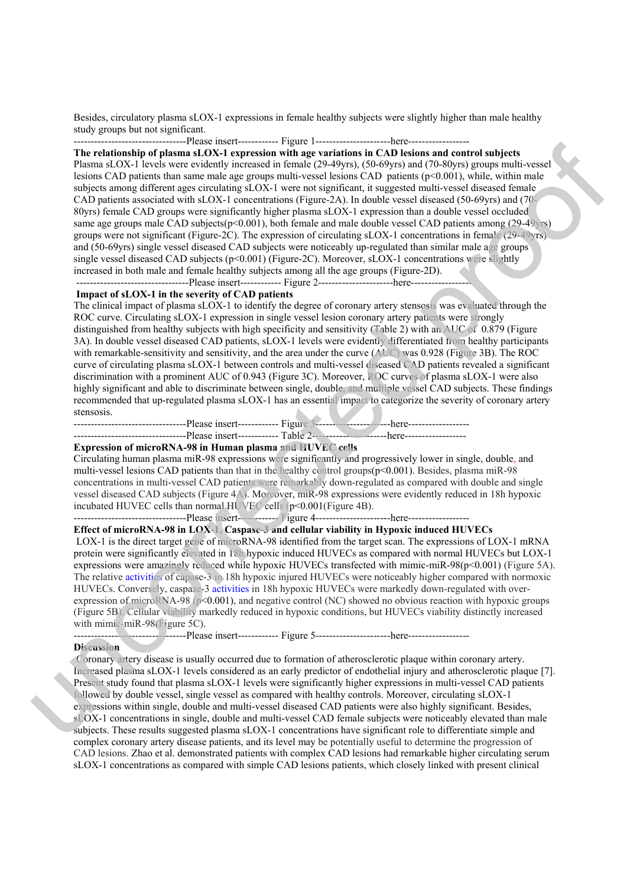Besides, circulatory plasma sLOX-1 expressions in female healthy subjects were slightly higher than male healthy study groups but not significant.

---------------------------------Please insert------------ Figure 1----------------------here------------------

**The relationship of plasma sLOX-1 expression with age variations in CAD lesions and control subjects**

Plasma sLOX-1 levels were evidently increased in female (29-49yrs), (50-69yrs) and (70-80yrs) groups multi-vessel lesions CAD patients than same male age groups multi-vessel lesions CAD patients ($p<0.001$), while, within male subjects among different ages circulating sLOX-1 were not significant, it suggested multi-vessel diseased female CAD patients associated with sLOX-1 concentrations (Figure-2A). In double vessel diseased (50-69yrs) and (70-80yrs) female CAD groups were significantly higher plasma sLOX-1 expression than a double vessel occluded same age groups male CAD subjects($p<0.001$), both female and male double vessel CAD patients among (29-49yrs) groups were not significant (Figure-2C). The expression of circulating sLOX-1 concentrations in female (29-49yrs) and (50-69yrs) single vessel diseased CAD subjects were noticeably up-regulated than similar male age groups single vessel diseased CAD subjects ($p<0.001$) (Figure-2C). Moreover, sLOX-1 concentrations were slightly increased in both male and female healthy subjects among all the age groups (Figure-2D).

---------------------------------Please insert------------ Figure 2----------------------here------------------

**Impact of sLOX-1 in the severity of CAD patients**

The clinical impact of plasma sLOX-1 to identify the degree of coronary artery stensosis was evaluated through the ROC curve. Circulating sLOX-1 expression in single vessel lesion coronary artery patients were strongly distinguished from healthy subjects with high specificity and sensitivity (Table 2) with an AUC of 0.879 (Figure 3A). In double vessel diseased CAD patients, sLOX-1 levels were evidently differentiated from healthy participants with remarkable-sensitivity and sensitivity, and the area under the curve (AUC) was 0.928 (Figure 3B). The ROC curve of circulating plasma sLOX-1 between controls and multi-vessel diseased CAD patients revealed a significant discrimination with a prominent AUC of 0.943 (Figure 3C). Moreover, ROC curves of plasma sLOX-1 were also highly significant and able to discriminate between single, double, and multiple vessel CAD subjects. These findings recommended that up-regulated plasma sLOX-1 has an essential impact to categorize the severity of coronary artery stensosis.

---------------------------------Please insert------------ Figure 3----------------------here------------------

---------------------------------Please insert------------ Table 2----------------------here------------------

**Expression of microRNA-98 in Human plasma and HUVEC cells**

Circulating human plasma miR-98 expressions were significantly and progressively lower in single, double, and multi-vessel lesions CAD patients than that in the healthy control groups($p<0.001$). Besides, plasma miR-98 concentrations in multi-vessel CAD patients were remarkably down-regulated as compared with double and single vessel diseased CAD subjects (Figure 4A). Moreover, miR-98 expressions were evidently reduced in 18h hypoxic incubated HUVEC cells than normal HUVEC cells ($p<0.001$(Figure 4B).

---------------------------------Please insert------------ Figure 4----------------------here------------------

**Effect of microRNA-98 in LOX-1, Caspase-3 and cellular viability in Hypoxic induced HUVECs**

LOX-1 is the direct target gene of microRNA-98 identified from the target scan. The expressions of LOX-1 mRNA protein were significantly elevated in 18h hypoxic induced HUVECs as compared with normal HUVECs but LOX-1 expressions were amazingly reduced while hypoxic HUVECs transfected with mimic-miR-98($p<0.001$) (Figure 5A). The relative activities of capase-3 in 18h hypoxic injured HUVECs were noticeably higher compared with normoxic HUVECs. Conversely, caspase-3 activities in 18h hypoxic HUVECs were markedly down-regulated with over-expression of microRNA-98 ($p<0.001$), and negative control (NC) showed no obvious reaction with hypoxic groups (Figure 5B). Cellular viability markedly reduced in hypoxic conditions, but HUVECs viability distinctly increased with mimic-miR-98(Figure 5C).

---------------------------------Please insert------------ Figure 5----------------------here------------------

**Discussion**

Coronary artery disease is usually occurred due to formation of atherosclerotic plaque within coronary artery. Increased plasma sLOX-1 levels considered as an early predictor of endothelial injury and atherosclerotic plaque [7]. Present study found that plasma sLOX-1 levels were significantly higher expressions in multi-vessel CAD patients followed by double vessel, single vessel as compared with healthy controls. Moreover, circulating sLOX-1 expressions within single, double and multi-vessel diseased CAD patients were also highly significant. Besides, sLOX-1 concentrations in single, double and multi-vessel CAD female subjects were noticeably elevated than male subjects. These results suggested plasma sLOX-1 concentrations have significant role to differentiate simple and complex coronary artery disease patients, and its level may be potentially useful to determine the progression of CAD lesions. Zhao et al. demonstrated patients with complex CAD lesions had remarkable higher circulating serum sLOX-1 concentrations as compared with simple CAD lesions patients, which closely linked with present clinical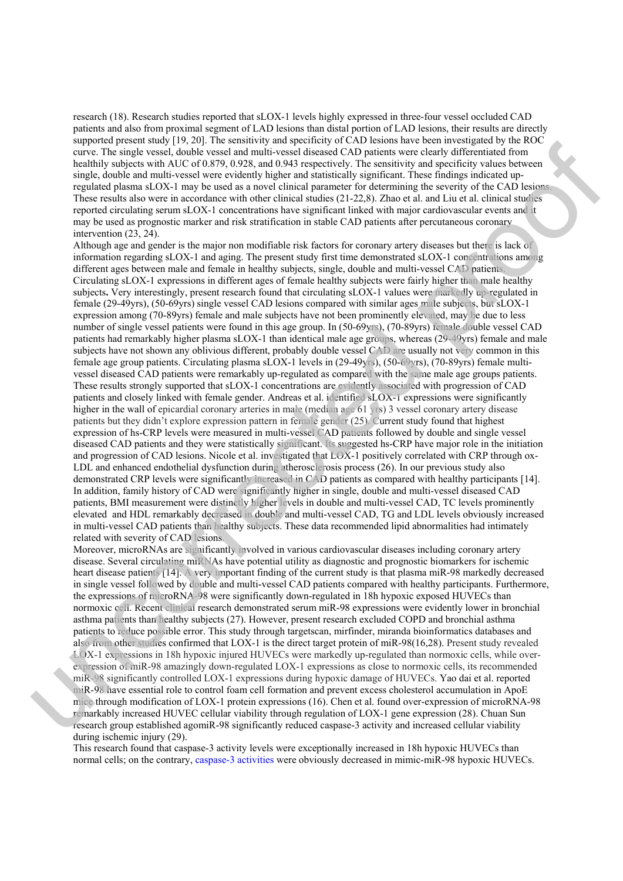research (18). Research studies reported that sLOX-1 levels highly expressed in three-four vessel occluded CAD patients and also from proximal segment of LAD lesions than distal portion of LAD lesions, their results are directly supported present study [19, 20]. The sensitivity and specificity of CAD lesions have been investigated by the ROC curve. The single vessel, double vessel and multi-vessel diseased CAD patients were clearly differentiated from healthily subjects with AUC of 0.879, 0.928, and 0.943 respectively. The sensitivity and specificity values between single, double and multi-vessel were evidently higher and statistically significant. These findings indicated up-regulated plasma sLOX-1 may be used as a novel clinical parameter for determining the severity of the CAD lesions. These results also were in accordance with other clinical studies (21-22,8). Zhao et al. and Liu et al. clinical studies reported circulating serum sLOX-1 concentrations have significant linked with major cardiovascular events and it may be used as prognostic marker and risk stratification in stable CAD patients after percutaneous coronary intervention (23, 24).

Although age and gender is the major non modifiable risk factors for coronary artery diseases but there is lack of information regarding sLOX-1 and aging. The present study first time demonstrated sLOX-1 concentrations among different ages between male and female in healthy subjects, single, double and multi-vessel CAD patients. Circulating sLOX-1 expressions in different ages of female healthy subjects were fairly higher than male healthy subjects**.** Very interestingly, present research found that circulating sLOX-1 values were markedly up-regulated in female (29-49yrs), (50-69yrs) single vessel CAD lesions compared with similar ages male subjects, but sLOX-1 expression among (70-89yrs) female and male subjects have not been prominently elevated, may be due to less number of single vessel patients were found in this age group. In (50-69yrs), (70-89yrs) female double vessel CAD patients had remarkably higher plasma sLOX-1 than identical male age groups, whereas (29-49yrs) female and male subjects have not shown any oblivious different, probably double vessel CAD are usually not very common in this female age group patients. Circulating plasma sLOX-1 levels in (29-49yrs), (50-69yrs), (70-89yrs) female multi-vessel diseased CAD patients were remarkably up-regulated as compared with the same male age groups patients. These results strongly supported that sLOX-1 concentrations are evidently associated with progression of CAD patients and closely linked with female gender. Andreas et al. identified sLOX-1 expressions were significantly higher in the wall of epicardial coronary arteries in male (median age 61 yrs) 3 vessel coronary artery disease patients but they didn't explore expression pattern in female gender (25). Current study found that highest expression of hs-CRP levels were measured in multi-vessel CAD patients followed by double and single vessel diseased CAD patients and they were statistically significant. Its suggested hs-CRP have major role in the initiation and progression of CAD lesions. Nicole et al. investigated that LOX-1 positively correlated with CRP through ox-LDL and enhanced endothelial dysfunction during atherosclerosis process (26). In our previous study also demonstrated CRP levels were significantly increased in CAD patients as compared with healthy participants [14]. In addition, family history of CAD were significantly higher in single, double and multi-vessel diseased CAD patients, BMI measurement were distinctly higher levels in double and multi-vessel CAD, TC levels prominently elevated and HDL remarkably decreased in double and multi-vessel CAD, TG and LDL levels obviously increased in multi-vessel CAD patients than healthy subjects. These data recommended lipid abnormalities had intimately related with severity of CAD lesions.

Moreover, microRNAs are significantly involved in various cardiovascular diseases including coronary artery disease. Several circulating miRNAs have potential utility as diagnostic and prognostic biomarkers for ischemic heart disease patients [14]. A very important finding of the current study is that plasma miR-98 markedly decreased in single vessel followed by double and multi-vessel CAD patients compared with healthy participants. Furthermore, the expressions of microRNA-98 were significantly down-regulated in 18h hypoxic exposed HUVECs than normoxic cell. Recent clinical research demonstrated serum miR-98 expressions were evidently lower in bronchial asthma patients than healthy subjects (27). However, present research excluded COPD and bronchial asthma patients to reduce possible error. This study through targetscan, mirfinder, miranda bioinformatics databases and also from other studies confirmed that LOX-1 is the direct target protein of miR-98(16,28). Present study revealed LOX-1 expressions in 18h hypoxic injured HUVECs were markedly up-regulated than normoxic cells, while over-expression of miR-98 amazingly down-regulated LOX-1 expressions as close to normoxic cells, its recommended miR-98 significantly controlled LOX-1 expressions during hypoxic damage of HUVECs. Yao dai et al. reported miR-98 have essential role to control foam cell formation and prevent excess cholesterol accumulation in ApoE mice through modification of LOX-1 protein expressions (16). Chen et al. found over-expression of microRNA-98 remarkably increased HUVEC cellular viability through regulation of LOX-1 gene expression (28). Chuan Sun research group established agomiR-98 significantly reduced caspase-3 activity and increased cellular viability during ischemic injury (29).

This research found that caspase-3 activity levels were exceptionally increased in 18h hypoxic HUVECs than normal cells; on the contrary, caspase-3 activities were obviously decreased in mimic-miR-98 hypoxic HUVECs.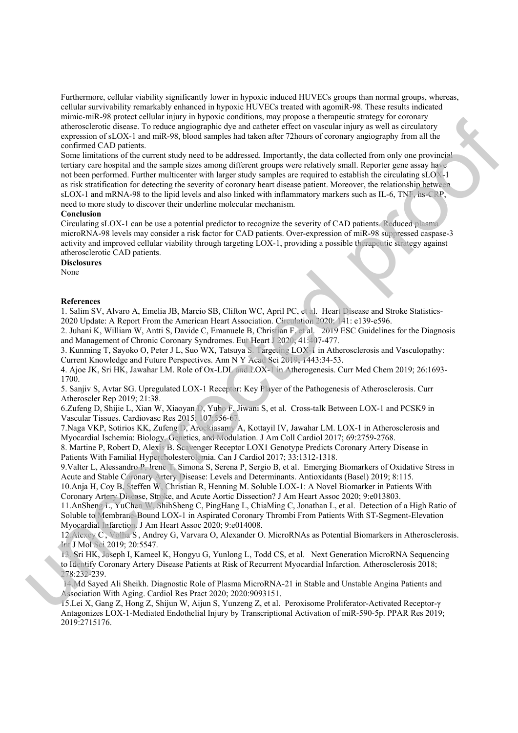Furthermore, cellular viability significantly lower in hypoxic induced HUVECs groups than normal groups, whereas, cellular survivability remarkably enhanced in hypoxic HUVECs treated with agomiR-98. These results indicated mimic-miR-98 protect cellular injury in hypoxic conditions, may propose a therapeutic strategy for coronary atherosclerotic disease. To reduce angiographic dye and catheter effect on vascular injury as well as circulatory expression of sLOX-1 and miR-98, blood samples had taken after 72hours of coronary angiography from all the confirmed CAD patients.

Some limitations of the current study need to be addressed. Importantly, the data collected from only one provincial tertiary care hospital and the sample sizes among different groups were relatively small. Reporter gene assay have not been performed. Further multicenter with larger study samples are required to establish the circulating sLOX-1 as risk stratification for detecting the severity of coronary heart disease patient. Moreover, the relationship between sLOX-1 and mRNA-98 to the lipid levels and also linked with inflammatory markers such as IL-6, TNF, hs-CRP, need to more study to discover their underline molecular mechanism.

**Conclusion**

Circulating sLOX-1 can be use a potential predictor to recognize the severity of CAD patients. Reduced plasma microRNA-98 levels may consider a risk factor for CAD patients. Over-expression of miR-98 suppressed caspase-3 activity and improved cellular viability through targeting LOX-1, providing a possible therapeutic strategy against atherosclerotic CAD patients.

**Disclosures**

None

**References**

1. Salim SV, Alvaro A, Emelia JB, Marcio SB, Clifton WC, April PC, et al. Heart Disease and Stroke Statistics-2020 Update: A Report From the American Heart Association. Circulation 2020; 141: e139-e596.
2. Juhani K, William W, Antti S, Davide C, Emanuele B, Christian F, et al. 2019 ESC Guidelines for the Diagnosis and Management of Chronic Coronary Syndromes. Eur Heart J 2020; 41:407-477.
3. Kunming T, Sayoko O, Peter J L, Suo WX, Tatsuya S. Targeting LOX-1 in Atherosclerosis and Vasculopathy: Current Knowledge and Future Perspectives. Ann N Y Acad Sci 2019; 1443:34-53.
4. Ajoe JK, Sri HK, Jawahar LM. Role of Ox-LDL and LOX-1 in Atherogenesis. Curr Med Chem 2019; 26:1693-1700.
5. Sanjiv S, Avtar SG. Upregulated LOX-1 Receptor: Key Player of the Pathogenesis of Atherosclerosis. Curr Atheroscler Rep 2019; 21:38.
6. Zufeng D, Shijie L, Xian W, Xiaoyan D, Yubo F, Jiwani S, et al. Cross-talk Between LOX-1 and PCSK9 in Vascular Tissues. Cardiovasc Res 2015; 107:556-67.
7. Naga VKP, Sotirios KK, Zufeng D, Arockiasamy A, Kottayil IV, Jawahar LM. LOX-1 in Atherosclerosis and Myocardial Ischemia: Biology, Genetics, and Modulation. J Am Coll Cardiol 2017; 69:2759-2768.
8. Martine P, Robert D, Alexis B. Scavenger Receptor LOX1 Genotype Predicts Coronary Artery Disease in Patients With Familial Hypercholesterolemia. Can J Cardiol 2017; 33:1312-1318.
9. Valter L, Alessandro P, Irene T, Simona S, Serena P, Sergio B, et al. Emerging Biomarkers of Oxidative Stress in Acute and Stable Coronary Artery Disease: Levels and Determinants. Antioxidants (Basel) 2019; 8:115.
10. Anja H, Coy B, Steffen W, Christian R, Henning M. Soluble LOX-1: A Novel Biomarker in Patients With Coronary Artery Disease, Stroke, and Acute Aortic Dissection? J Am Heart Assoc 2020; 9:e013803.
11. AnSheng L, YuChen W, ShihSheng C, PingHang L, ChiaMing C, Jonathan L, et al. Detection of a High Ratio of Soluble to Membrane-Bound LOX-1 in Aspirated Coronary Thrombi From Patients With ST-Segment-Elevation Myocardial Infarction. J Am Heart Assoc 2020; 9:e014008.
12. Alexey C, Volha S, Andrey G, Varvara O, Alexander O. MicroRNAs as Potential Biomarkers in Atherosclerosis. Int J Mol Sci 2019; 20:5547.
13. Sri HK, Joseph I, Kameel K, Hongyu G, Yunlong L, Todd CS, et al. Next Generation MicroRNA Sequencing to Identify Coronary Artery Disease Patients at Risk of Recurrent Myocardial Infarction. Atherosclerosis 2018; 278:232-239.
14. Md Sayed Ali Sheikh. Diagnostic Role of Plasma MicroRNA-21 in Stable and Unstable Angina Patients and Association With Aging. Cardiol Res Pract 2020; 2020:9093151.
15. Lei X, Gang Z, Hong Z, Shijun W, Aijun S, Yunzeng Z, et al. Peroxisome Proliferator-Activated Receptor-γ Antagonizes LOX-1-Mediated Endothelial Injury by Transcriptional Activation of miR-590-5p. PPAR Res 2019; 2019:2715176.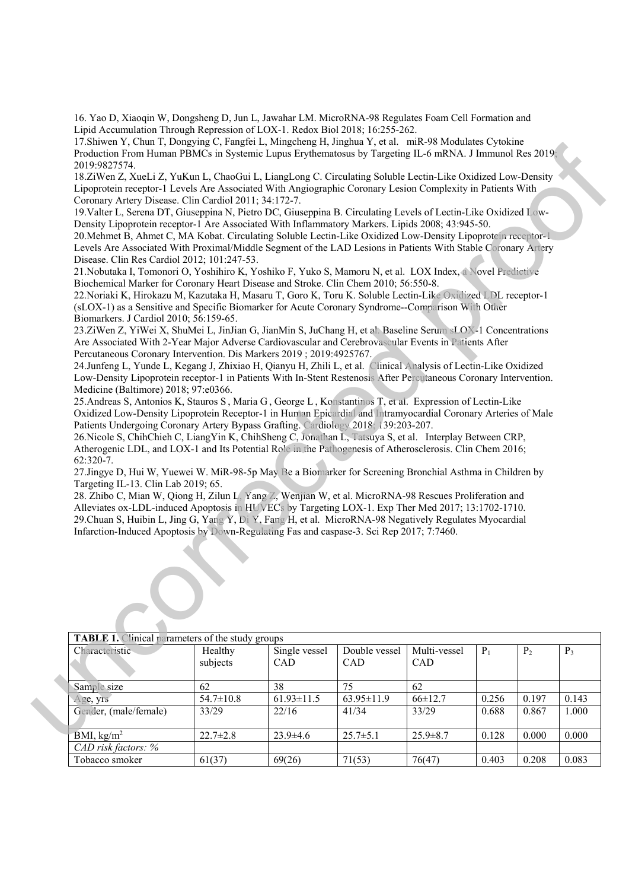16. Yao D, Xiaoqin W, Dongsheng D, Jun L, Jawahar LM. MicroRNA-98 Regulates Foam Cell Formation and Lipid Accumulation Through Repression of LOX-1. Redox Biol 2018; 16:255-262.

17.Shiwen Y, Chun T, Dongying C, Fangfei L, Mingcheng H, Jinghua Y, et al. miR-98 Modulates Cytokine Production From Human PBMCs in Systemic Lupus Erythematosus by Targeting IL-6 mRNA. J Immunol Res 2019; 2019:9827574.

18.ZiWen Z, XueLi Z, YuKun L, ChaoGui L, LiangLong C. Circulating Soluble Lectin-Like Oxidized Low-Density Lipoprotein receptor-1 Levels Are Associated With Angiographic Coronary Lesion Complexity in Patients With Coronary Artery Disease. Clin Cardiol 2011; 34:172-7.

19.Valter L, Serena DT, Giuseppina N, Pietro DC, Giuseppina B. Circulating Levels of Lectin-Like Oxidized Low-Density Lipoprotein receptor-1 Are Associated With Inflammatory Markers. Lipids 2008; 43:945-50.

20.Mehmet B, Ahmet C, MA Kobat. Circulating Soluble Lectin-Like Oxidized Low-Density Lipoprotein receptor-1 Levels Are Associated With Proximal/Middle Segment of the LAD Lesions in Patients With Stable Coronary Artery Disease. Clin Res Cardiol 2012; 101:247-53.

21.Nobutaka I, Tomonori O, Yoshihiro K, Yoshiko F, Yuko S, Mamoru N, et al. LOX Index, a Novel Predictive Biochemical Marker for Coronary Heart Disease and Stroke. Clin Chem 2010; 56:550-8.

22.Noriaki K, Hirokazu M, Kazutaka H, Masaru T, Goro K, Toru K. Soluble Lectin-Like Oxidized LDL receptor-1 (sLOX-1) as a Sensitive and Specific Biomarker for Acute Coronary Syndrome--Comparison With Other Biomarkers. J Cardiol 2010; 56:159-65.

23.ZiWen Z, YiWei X, ShuMei L, JinJian G, JianMin S, JuChang H, et al. Baseline Serum sLOX-1 Concentrations Are Associated With 2-Year Major Adverse Cardiovascular and Cerebrovascular Events in Patients After Percutaneous Coronary Intervention. Dis Markers 2019 ; 2019:4925767.

24.Junfeng L, Yunde L, Kegang J, Zhixiao H, Qianyu H, Zhili L, et al. Clinical Analysis of Lectin-Like Oxidized Low-Density Lipoprotein receptor-1 in Patients With In-Stent Restenosis After Percutaneous Coronary Intervention. Medicine (Baltimore) 2018; 97:e0366.

25.Andreas S, Antonios K, Stauros S , Maria G , George L , Konstantinos T, et al. Expression of Lectin-Like Oxidized Low-Density Lipoprotein Receptor-1 in Human Epicardial and Intramyocardial Coronary Arteries of Male Patients Undergoing Coronary Artery Bypass Grafting. Cardiology 2018; 139:203-207.

26.Nicole S, ChihChieh C, LiangYin K, ChihSheng C, Jonathan L, Tatsuya S, et al. Interplay Between CRP, Atherogenic LDL, and LOX-1 and Its Potential Role in the Pathogenesis of Atherosclerosis. Clin Chem 2016; 62:320-7.

27.Jingye D, Hui W, Yuewei W. MiR-98-5p May Be a Biomarker for Screening Bronchial Asthma in Children by Targeting IL-13. Clin Lab 2019; 65.

28. Zhibo C, Mian W, Qiong H, Zilun L, Yang Z, Wenjian W, et al. MicroRNA-98 Rescues Proliferation and Alleviates ox-LDL-induced Apoptosis in HUVECs by Targeting LOX-1. Exp Ther Med 2017; 13:1702-1710.

29.Chuan S, Huibin L, Jing G, Yang Y, Di Y, Fang H, et al. MicroRNA-98 Negatively Regulates Myocardial Infarction-Induced Apoptosis by Down-Regulating Fas and caspase-3. Sci Rep 2017; 7:7460.

**TABLE 1.** Clinical parameters of the study groups

| Characteristic | Healthy subjects | Single vessel CAD | Double vessel CAD | Multi-vessel CAD | $P_1$ | $P_2$ | $P_3$ |
|---|---|---|---|---|---|---|---|
| Sample size | 62 | 38 | 75 | 62 | | | |
| Age, yrs | 54.7±10.8 | 61.93±11.5 | 63.95±11.9 | 66±12.7 | 0.256 | 0.197 | 0.143 |
| Gender, (male/female) | 33/29 | 22/16 | 41/34 | 33/29 | 0.688 | 0.867 | 1.000 |
| BMI, kg/m$^2$ | 22.7±2.8 | 23.9±4.6 | 25.7±5.1 | 25.9±8.7 | 0.128 | 0.000 | 0.000 |
| *CAD risk factors: %* | | | | | | | |
| Tobacco smoker | 61(37) | 69(26) | 71(53) | 76(47) | 0.403 | 0.208 | 0.083 |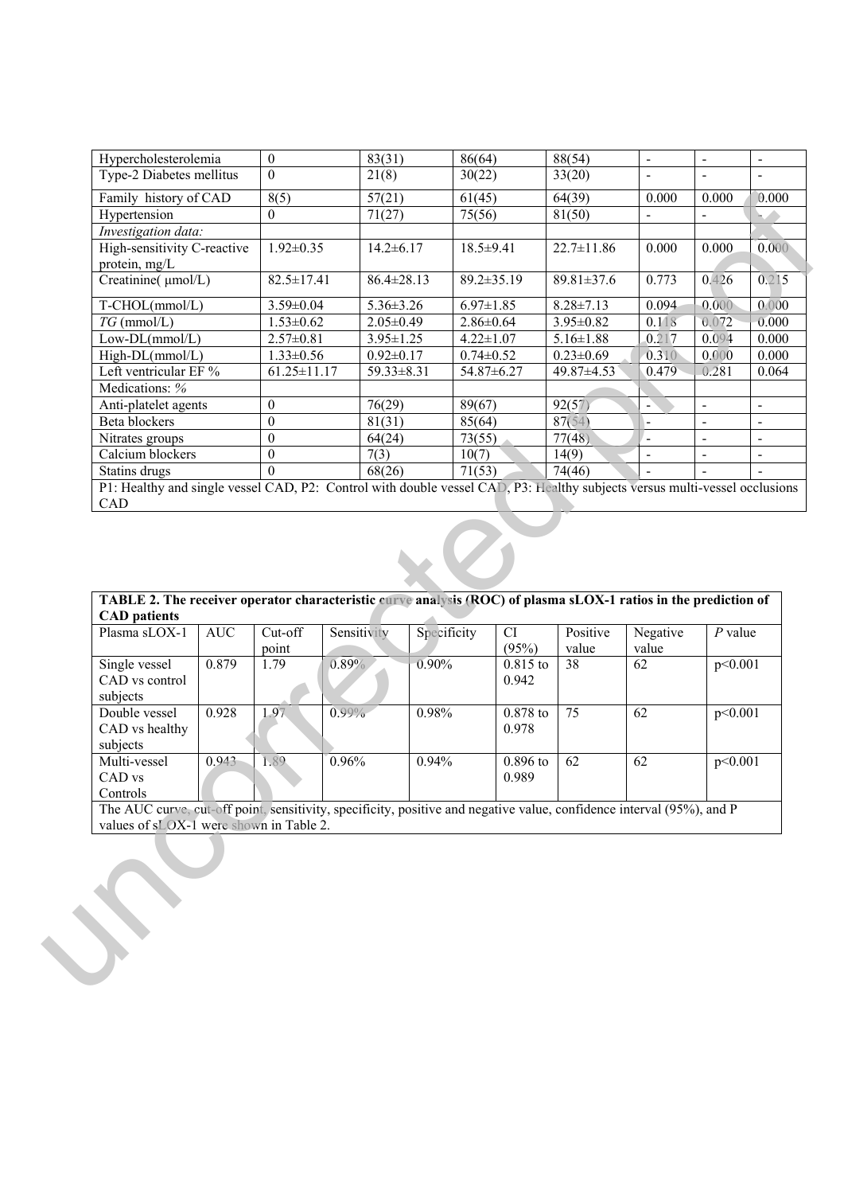| Hypercholesterolemia | 0 | 83(31) | 86(64) | 88(54) | - | - | - |
|---|---|---|---|---|---|---|---|
| Type-2 Diabetes mellitus | 0 | 21(8) | 30(22) | 33(20) | - | - | - |
| Family history of CAD | 8(5) | 57(21) | 61(45) | 64(39) | 0.000 | 0.000 | 0.000 |
| Hypertension | 0 | 71(27) | 75(56) | 81(50) | - | - | - |
| *Investigation data:* | | | | | | | |
| High-sensitivity C-reactive protein, mg/L | 1.92±0.35 | 14.2±6.17 | 18.5±9.41 | 22.7±11.86 | 0.000 | 0.000 | 0.000 |
| Creatinine( μmol/L) | 82.5±17.41 | 86.4±28.13 | 89.2±35.19 | 89.81±37.6 | 0.773 | 0.426 | 0.215 |
| T-CHOL(mmol/L) | 3.59±0.04 | 5.36±3.26 | 6.97±1.85 | 8.28±7.13 | 0.094 | 0.000 | 0.000 |
| *TG* (mmol/L) | 1.53±0.62 | 2.05±0.49 | 2.86±0.64 | 3.95±0.82 | 0.118 | 0.072 | 0.000 |
| Low-DL(mmol/L) | 2.57±0.81 | 3.95±1.25 | 4.22±1.07 | 5.16±1.88 | 0.217 | 0.094 | 0.000 |
| High-DL(mmol/L) | 1.33±0.56 | 0.92±0.17 | 0.74±0.52 | 0.23±0.69 | 0.310 | 0.000 | 0.000 |
| Left ventricular EF % | 61.25±11.17 | 59.33±8.31 | 54.87±6.27 | 49.87±4.53 | 0.479 | 0.281 | 0.064 |
| Medications: *%* | | | | | | | |
| Anti-platelet agents | 0 | 76(29) | 89(67) | 92(57) | - | - | - |
| Beta blockers | 0 | 81(31) | 85(64) | 87(54) | - | - | - |
| Nitrates groups | 0 | 64(24) | 73(55) | 77(48) | - | - | - |
| Calcium blockers | 0 | 7(3) | 10(7) | 14(9) | - | - | - |
| Statins drugs | 0 | 68(26) | 71(53) | 74(46) | - | - | - |

P1: Healthy and single vessel CAD, P2: Control with double vessel CAD, P3: Healthy subjects versus multi-vessel occlusions CAD

**TABLE 2. The receiver operator characteristic curve analysis (ROC) of plasma sLOX-1 ratios in the prediction of CAD patients**

| Plasma sLOX-1 | AUC | Cut-off point | Sensitivity | Specificity | CI (95%) | Positive value | Negative value | *P* value |
|---|---|---|---|---|---|---|---|---|
| Single vessel CAD vs control subjects | 0.879 | 1.79 | 0.89% | 0.90% | 0.815 to 0.942 | 38 | 62 | p<0.001 |
| Double vessel CAD vs healthy subjects | 0.928 | 1.97 | 0.99% | 0.98% | 0.878 to 0.978 | 75 | 62 | p<0.001 |
| Multi-vessel CAD vs Controls | 0.943 | 1.89 | 0.96% | 0.94% | 0.896 to 0.989 | 62 | 62 | p<0.001 |

The AUC curve, cut-off point, sensitivity, specificity, positive and negative value, confidence interval (95%), and P values of sLOX-1 were shown in Table 2.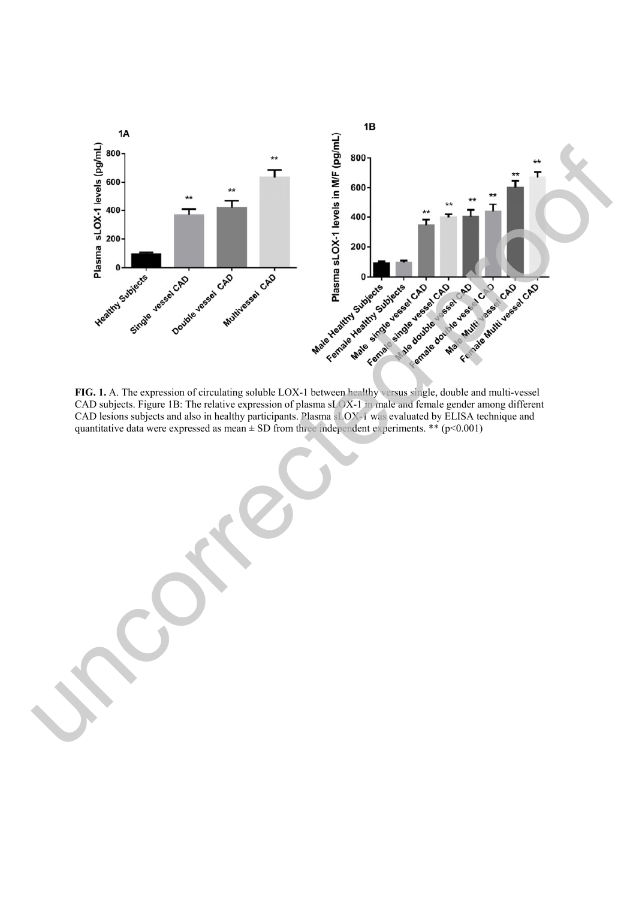**FIG. 1.** A. The expression of circulating soluble LOX-1 between healthy versus single, double and multi-vessel CAD subjects. Figure 1B: The relative expression of plasma sLOX-1 in male and female gender among different CAD lesions subjects and also in healthy participants. Plasma sLOX-1 was evaluated by ELISA technique and quantitative data were expressed as mean ± SD from three independent experiments. ** ($p<0.001$)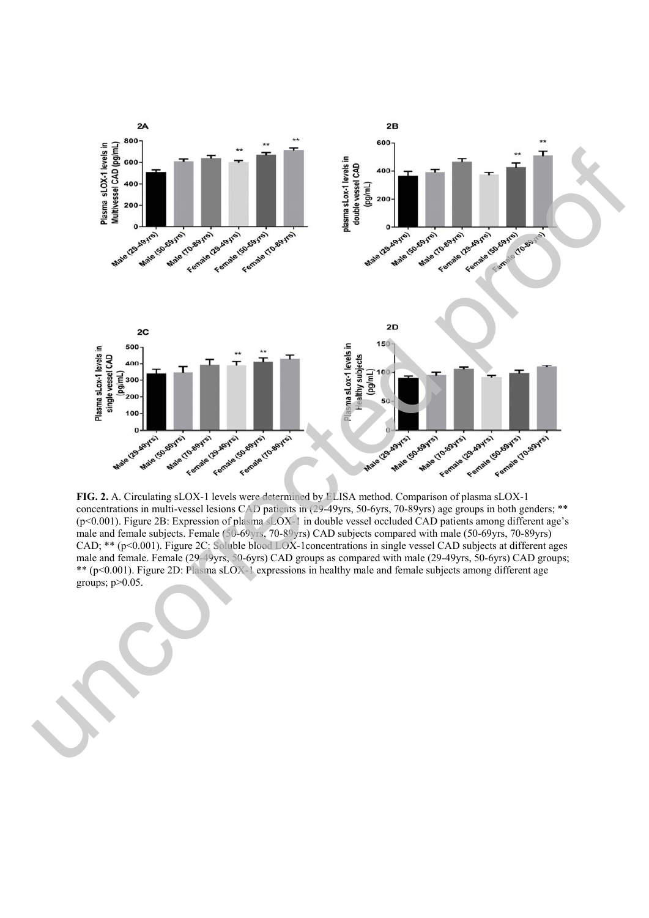**FIG. 2.** A. Circulating sLOX-1 levels were determined by ELISA method. Comparison of plasma sLOX-1 concentrations in multi-vessel lesions CAD patients in (29-49yrs, 50-6yrs, 70-89yrs) age groups in both genders; ** ($p<0.001$). Figure 2B: Expression of plasma sLOX-1 in double vessel occluded CAD patients among different age's male and female subjects. Female (50-69yrs, 70-89yrs) CAD subjects compared with male (50-69yrs, 70-89yrs) CAD; ** ($p<0.001$). Figure 2C: Soluble blood LOX-1concentrations in single vessel CAD subjects at different ages male and female. Female (29-49yrs, 50-6yrs) CAD groups as compared with male (29-49yrs, 50-6yrs) CAD groups; ** ($p<0.001$). Figure 2D: Plasma sLOX-1 expressions in healthy male and female subjects among different age groups; $p>0.05$.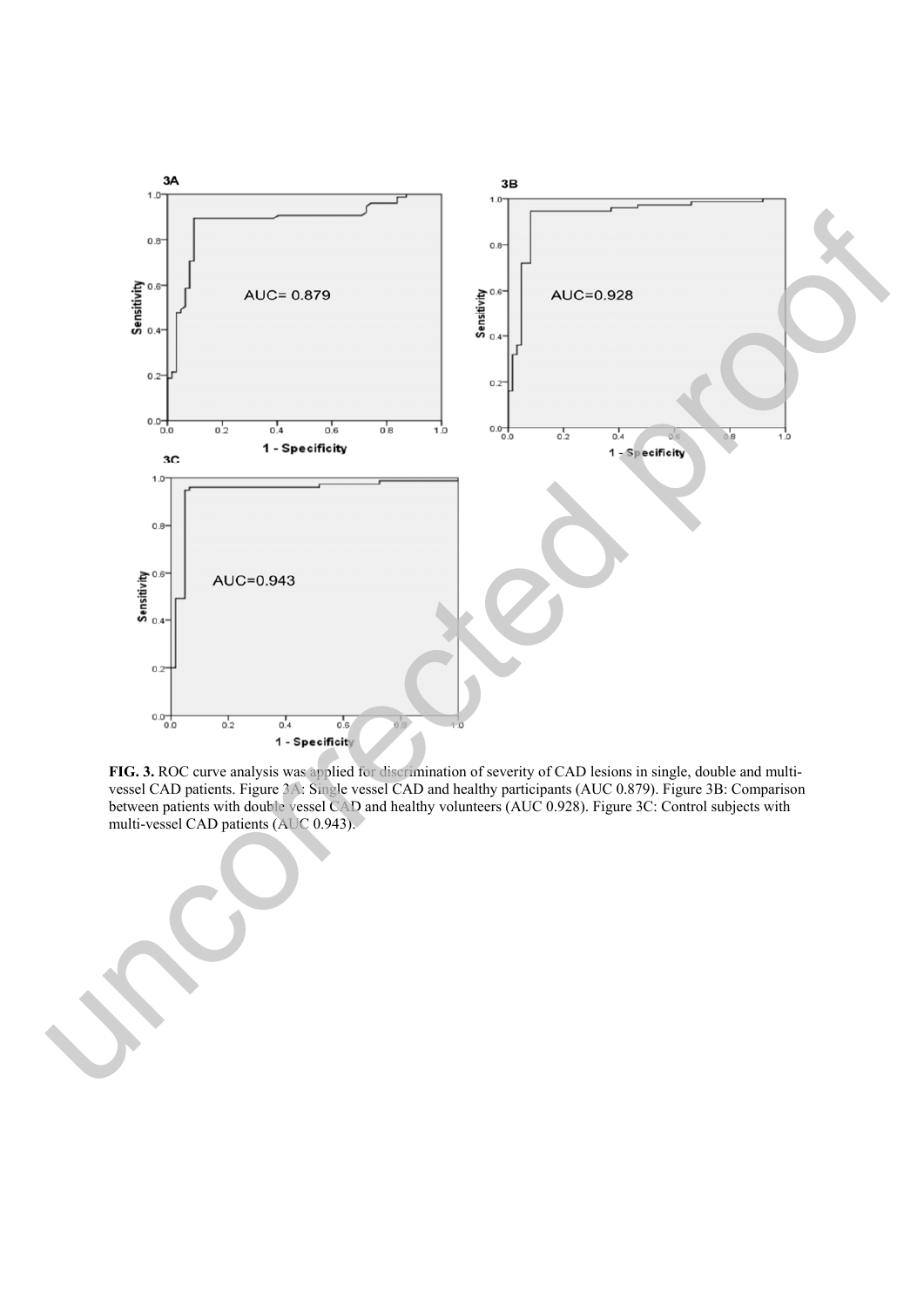**FIG. 3.** ROC curve analysis was applied for discrimination of severity of CAD lesions in single, double and multi-vessel CAD patients. Figure 3A: Single vessel CAD and healthy participants (AUC 0.879). Figure 3B: Comparison between patients with double vessel CAD and healthy volunteers (AUC 0.928). Figure 3C: Control subjects with multi-vessel CAD patients (AUC 0.943).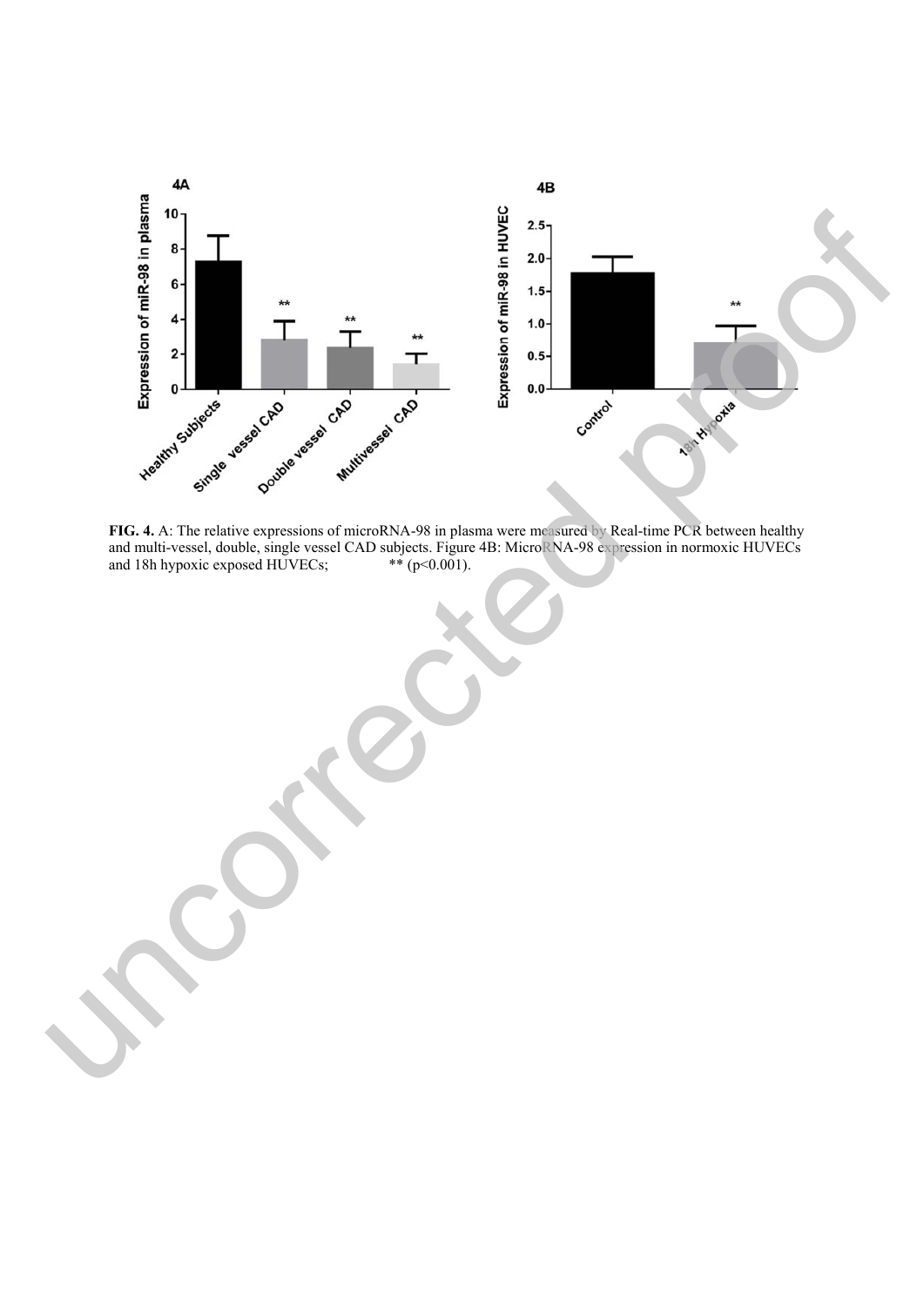**FIG. 4.** A: The relative expressions of microRNA-98 in plasma were measured by Real-time PCR between healthy and multi-vessel, double, single vessel CAD subjects. Figure 4B: MicroRNA-98 expression in normoxic HUVECs and 18h hypoxic exposed HUVECs; ** ($p<0.001$).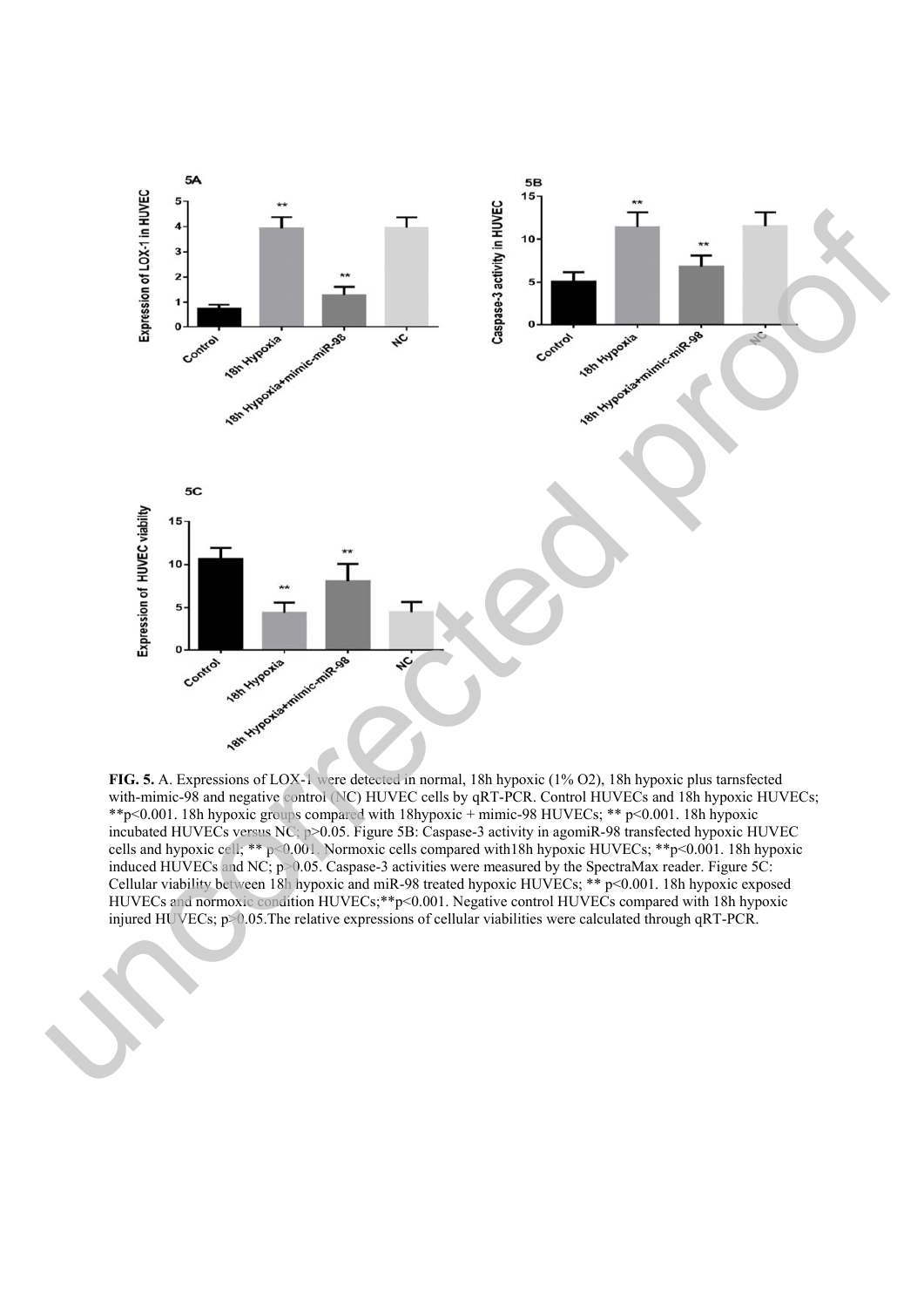5A

Expression of LOX-1 in HUVEC

5
4
3
2
1
0

**
**

Control
18h Hypoxia
18h Hypoxia+mimic-miR-98
NC

5B

Caspase-3 activity in HUVEC

15
10
5
0

**
**

Control
18h Hypoxia
18h Hypoxia+mimic-miR-98
NC

5C

Expression of HUVEC viability

15
10
5
0

**
**

Control
18h Hypoxia
18h Hypoxia+mimic-miR-98
NC

**FIG. 5.** A. Expressions of LOX-1 were detected in normal, 18h hypoxic (1% O2), 18h hypoxic plus tarnsfected with-mimic-98 and negative control (NC) HUVEC cells by qRT-PCR. Control HUVECs and 18h hypoxic HUVECs; **p<0.001. 18h hypoxic groups compared with 18hypoxic + mimic-98 HUVECs; ** p<0.001. 18h hypoxic incubated HUVECs versus NC; p>0.05. Figure 5B: Caspase-3 activity in agomiR-98 transfected hypoxic HUVEC cells and hypoxic cell; ** p<0.001. Normoxic cells compared with18h hypoxic HUVECs; **p<0.001. 18h hypoxic induced HUVECs and NC; p>0.05. Caspase-3 activities were measured by the SpectraMax reader. Figure 5C: Cellular viability between 18h hypoxic and miR-98 treated hypoxic HUVECs; ** p<0.001. 18h hypoxic exposed HUVECs and normoxic condition HUVECs;**p<0.001. Negative control HUVECs compared with 18h hypoxic injured HUVECs; p>0.05.The relative expressions of cellular viabilities were calculated through qRT-PCR.